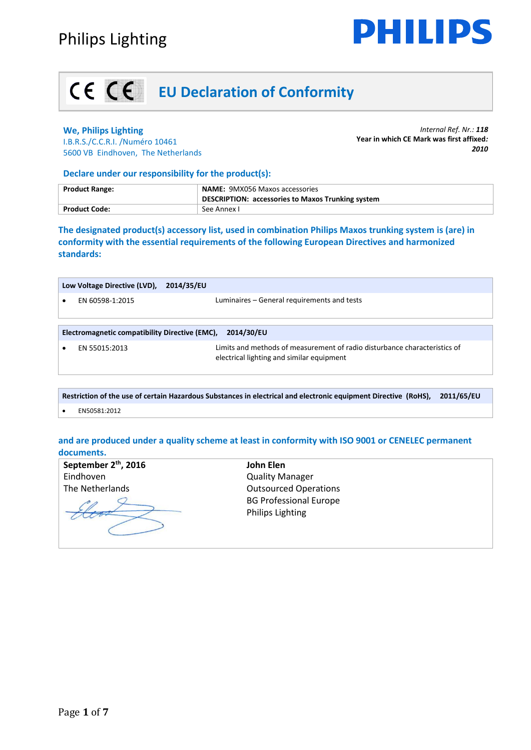Philips Lighting

PHILIPS

# EU Declaration of Conformity

**We, Philips Lighting**
I.B.R.S./C.C.R.I. /Numéro 10461
5600 VB Eindhoven, The Netherlands

*Internal Ref. Nr.:* ***118***
**Year in which CE Mark was first affixed*:***
***2010***

## Declare under our responsibility for the product(s):

| **Product Range:** | **NAME:** 9MX056 Maxos accessories<br>**DESCRIPTION: accessories to Maxos Trunking system** |
|---|---|
| **Product Code:** | See Annex I |

### The designated product(s) accessory list, used in combination Philips Maxos trunking system is (are) in conformity with the essential requirements of the following European Directives and harmonized standards:

**Low Voltage Directive (LVD), 2014/35/EU**

- EN 60598-1:2015 — Luminaires – General requirements and tests

**Electromagnetic compatibility Directive (EMC), 2014/30/EU**

- EN 55015:2013 — Limits and methods of measurement of radio disturbance characteristics of electrical lighting and similar equipment

**Restriction of the use of certain Hazardous Substances in electrical and electronic equipment Directive (RoHS), 2011/65/EU**

- EN50581:2012

### and are produced under a quality scheme at least in conformity with ISO 9001 or CENELEC permanent documents.

| **September 2th, 2016**<br>Eindhoven<br>The Netherlands | **John Elen**<br>Quality Manager<br>Outsourced Operations<br>BG Professional Europe<br>Philips Lighting |
|---|---|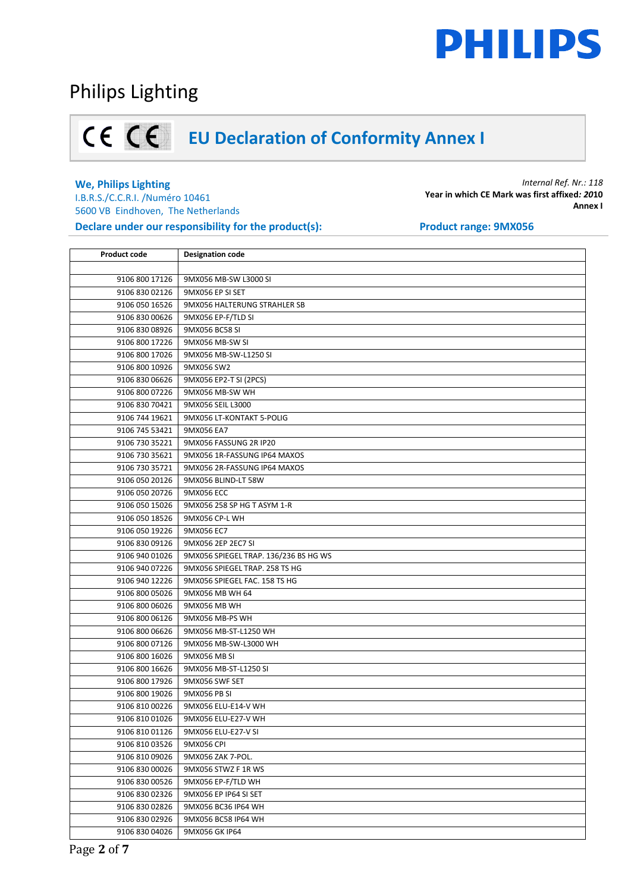# Philips Lighting

## EU Declaration of Conformity Annex I

**We, Philips Lighting**
I.B.R.S./C.C.R.I. /Numéro 10461
5600 VB Eindhoven, The Netherlands

*Internal Ref. Nr.: 118*
**Year in which CE Mark was first affixed*: 2010***
**Annex I**

**Declare under our responsibility for the product(s):** **Product range: 9MX056**

| Product code | Designation code |
|---|---|
| | |
| 9106 800 17126 | 9MX056 MB-SW L3000 SI |
| 9106 830 02126 | 9MX056 EP SI SET |
| 9106 050 16526 | 9MX056 HALTERUNG STRAHLER SB |
| 9106 830 00626 | 9MX056 EP-F/TLD SI |
| 9106 830 08926 | 9MX056 BC58 SI |
| 9106 800 17226 | 9MX056 MB-SW SI |
| 9106 800 17026 | 9MX056 MB-SW-L1250 SI |
| 9106 800 10926 | 9MX056 SW2 |
| 9106 830 06626 | 9MX056 EP2-T SI (2PCS) |
| 9106 800 07226 | 9MX056 MB-SW WH |
| 9106 830 70421 | 9MX056 SEIL L3000 |
| 9106 744 19621 | 9MX056 LT-KONTAKT 5-POLIG |
| 9106 745 53421 | 9MX056 EA7 |
| 9106 730 35221 | 9MX056 FASSUNG 2R IP20 |
| 9106 730 35621 | 9MX056 1R-FASSUNG IP64 MAXOS |
| 9106 730 35721 | 9MX056 2R-FASSUNG IP64 MAXOS |
| 9106 050 20126 | 9MX056 BLIND-LT 58W |
| 9106 050 20726 | 9MX056 ECC |
| 9106 050 15026 | 9MX056 258 SP HG T ASYM 1-R |
| 9106 050 18526 | 9MX056 CP-L WH |
| 9106 050 19226 | 9MX056 EC7 |
| 9106 830 09126 | 9MX056 2EP 2EC7 SI |
| 9106 940 01026 | 9MX056 SPIEGEL TRAP. 136/236 BS HG WS |
| 9106 940 07226 | 9MX056 SPIEGEL TRAP. 258 TS HG |
| 9106 940 12226 | 9MX056 SPIEGEL FAC. 158 TS HG |
| 9106 800 05026 | 9MX056 MB WH 64 |
| 9106 800 06026 | 9MX056 MB WH |
| 9106 800 06126 | 9MX056 MB-PS WH |
| 9106 800 06626 | 9MX056 MB-ST-L1250 WH |
| 9106 800 07126 | 9MX056 MB-SW-L3000 WH |
| 9106 800 16026 | 9MX056 MB SI |
| 9106 800 16626 | 9MX056 MB-ST-L1250 SI |
| 9106 800 17926 | 9MX056 SWF SET |
| 9106 800 19026 | 9MX056 PB SI |
| 9106 810 00226 | 9MX056 ELU-E14-V WH |
| 9106 810 01026 | 9MX056 ELU-E27-V WH |
| 9106 810 01126 | 9MX056 ELU-E27-V SI |
| 9106 810 03526 | 9MX056 CPI |
| 9106 810 09026 | 9MX056 ZAK 7-POL. |
| 9106 830 00026 | 9MX056 STWZ F 1R WS |
| 9106 830 00526 | 9MX056 EP-F/TLD WH |
| 9106 830 02326 | 9MX056 EP IP64 SI SET |
| 9106 830 02826 | 9MX056 BC36 IP64 WH |
| 9106 830 02926 | 9MX056 BC58 IP64 WH |
| 9106 830 04026 | 9MX056 GK IP64 |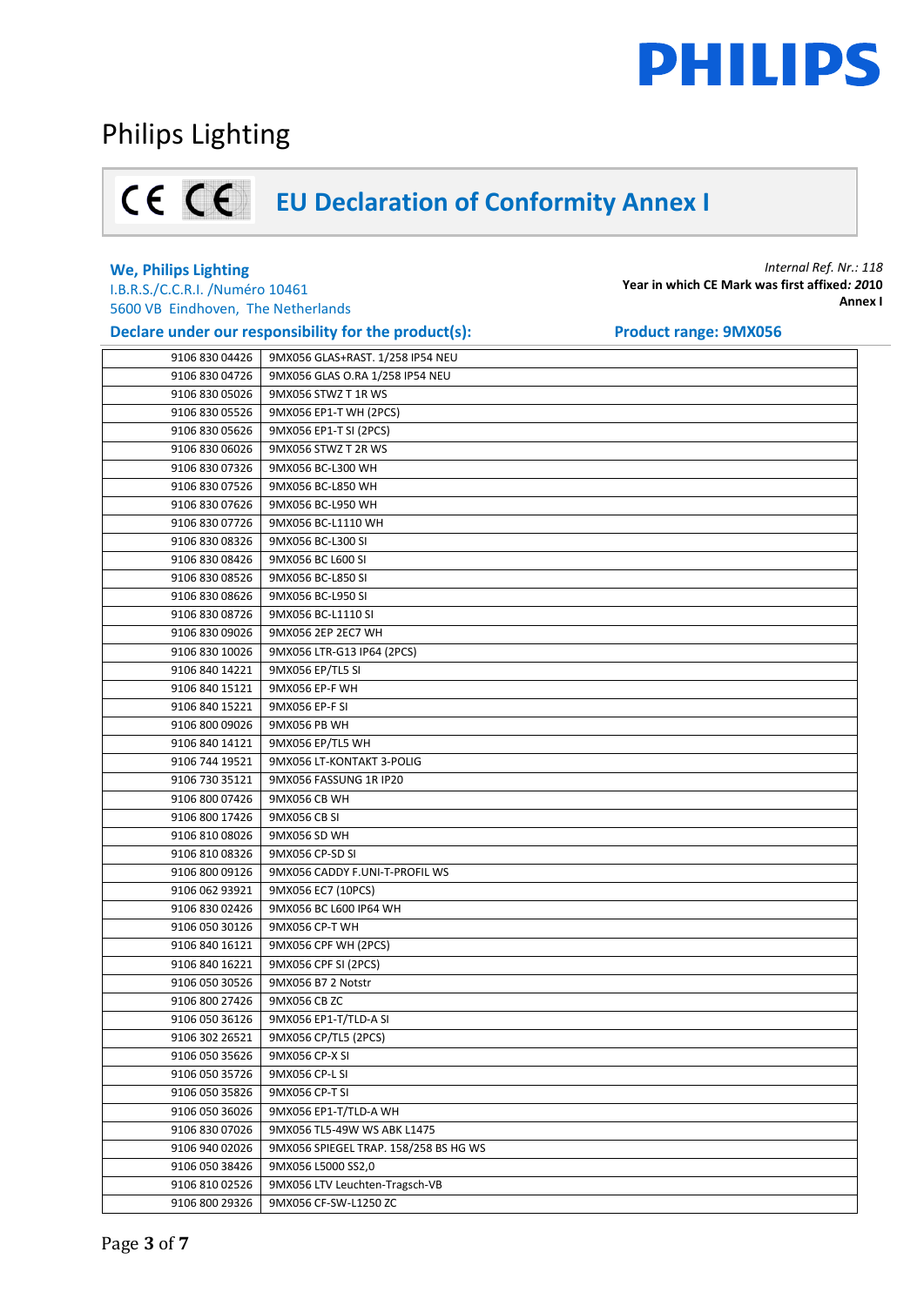Philips Lighting

# EU Declaration of Conformity Annex I

**We, Philips Lighting**
I.B.R.S./C.C.R.I. /Numéro 10461
5600 VB Eindhoven, The Netherlands

*Internal Ref. Nr.: 118*
**Year in which CE Mark was first affixed*: 2010***
**Annex I**

**Declare under our responsibility for the product(s):** **Product range: 9MX056**

| | |
|---|---|
| 9106 830 04426 | 9MX056 GLAS+RAST. 1/258 IP54 NEU |
| 9106 830 04726 | 9MX056 GLAS O.RA 1/258 IP54 NEU |
| 9106 830 05026 | 9MX056 STWZ T 1R WS |
| 9106 830 05526 | 9MX056 EP1-T WH (2PCS) |
| 9106 830 05626 | 9MX056 EP1-T SI (2PCS) |
| 9106 830 06026 | 9MX056 STWZ T 2R WS |
| 9106 830 07326 | 9MX056 BC-L300 WH |
| 9106 830 07526 | 9MX056 BC-L850 WH |
| 9106 830 07626 | 9MX056 BC-L950 WH |
| 9106 830 07726 | 9MX056 BC-L1110 WH |
| 9106 830 08326 | 9MX056 BC-L300 SI |
| 9106 830 08426 | 9MX056 BC L600 SI |
| 9106 830 08526 | 9MX056 BC-L850 SI |
| 9106 830 08626 | 9MX056 BC-L950 SI |
| 9106 830 08726 | 9MX056 BC-L1110 SI |
| 9106 830 09026 | 9MX056 2EP 2EC7 WH |
| 9106 830 10026 | 9MX056 LTR-G13 IP64 (2PCS) |
| 9106 840 14221 | 9MX056 EP/TL5 SI |
| 9106 840 15121 | 9MX056 EP-F WH |
| 9106 840 15221 | 9MX056 EP-F SI |
| 9106 800 09026 | 9MX056 PB WH |
| 9106 840 14121 | 9MX056 EP/TL5 WH |
| 9106 744 19521 | 9MX056 LT-KONTAKT 3-POLIG |
| 9106 730 35121 | 9MX056 FASSUNG 1R IP20 |
| 9106 800 07426 | 9MX056 CB WH |
| 9106 800 17426 | 9MX056 CB SI |
| 9106 810 08026 | 9MX056 SD WH |
| 9106 810 08326 | 9MX056 CP-SD SI |
| 9106 800 09126 | 9MX056 CADDY F.UNI-T-PROFIL WS |
| 9106 062 93921 | 9MX056 EC7 (10PCS) |
| 9106 830 02426 | 9MX056 BC L600 IP64 WH |
| 9106 050 30126 | 9MX056 CP-T WH |
| 9106 840 16121 | 9MX056 CPF WH (2PCS) |
| 9106 840 16221 | 9MX056 CPF SI (2PCS) |
| 9106 050 30526 | 9MX056 B7 2 Notstr |
| 9106 800 27426 | 9MX056 CB ZC |
| 9106 050 36126 | 9MX056 EP1-T/TLD-A SI |
| 9106 302 26521 | 9MX056 CP/TL5 (2PCS) |
| 9106 050 35626 | 9MX056 CP-X SI |
| 9106 050 35726 | 9MX056 CP-L SI |
| 9106 050 35826 | 9MX056 CP-T SI |
| 9106 050 36026 | 9MX056 EP1-T/TLD-A WH |
| 9106 830 07026 | 9MX056 TL5-49W WS ABK L1475 |
| 9106 940 02026 | 9MX056 SPIEGEL TRAP. 158/258 BS HG WS |
| 9106 050 38426 | 9MX056 L5000 SS2,0 |
| 9106 810 02526 | 9MX056 LTV Leuchten-Tragsch-VB |
| 9106 800 29326 | 9MX056 CF-SW-L1250 ZC |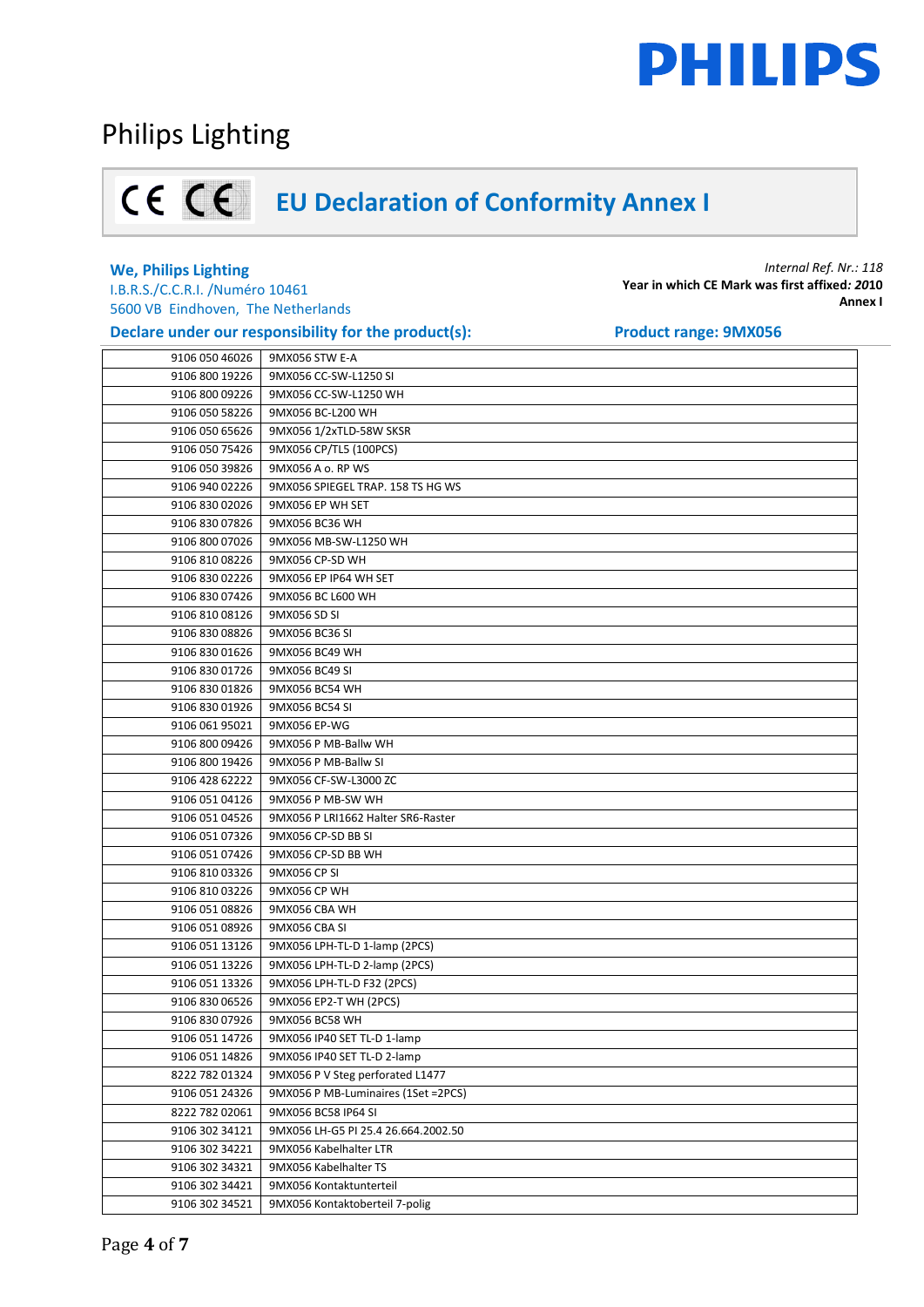Philips Lighting

# EU Declaration of Conformity Annex I

**We, Philips Lighting**
I.B.R.S./C.C.R.I. /Numéro 10461
5600 VB Eindhoven, The Netherlands

*Internal Ref. Nr.: 118*
**Year in which CE Mark was first affixed*: 2*010**
**Annex I**

**Declare under our responsibility for the product(s):** **Product range: 9MX056**

| | |
|---|---|
| 9106 050 46026 | 9MX056 STW E-A |
| 9106 800 19226 | 9MX056 CC-SW-L1250 SI |
| 9106 800 09226 | 9MX056 CC-SW-L1250 WH |
| 9106 050 58226 | 9MX056 BC-L200 WH |
| 9106 050 65626 | 9MX056 1/2xTLD-58W SKSR |
| 9106 050 75426 | 9MX056 CP/TL5 (100PCS) |
| 9106 050 39826 | 9MX056 A o. RP WS |
| 9106 940 02226 | 9MX056 SPIEGEL TRAP. 158 TS HG WS |
| 9106 830 02026 | 9MX056 EP WH SET |
| 9106 830 07826 | 9MX056 BC36 WH |
| 9106 800 07026 | 9MX056 MB-SW-L1250 WH |
| 9106 810 08226 | 9MX056 CP-SD WH |
| 9106 830 02226 | 9MX056 EP IP64 WH SET |
| 9106 830 07426 | 9MX056 BC L600 WH |
| 9106 810 08126 | 9MX056 SD SI |
| 9106 830 08826 | 9MX056 BC36 SI |
| 9106 830 01626 | 9MX056 BC49 WH |
| 9106 830 01726 | 9MX056 BC49 SI |
| 9106 830 01826 | 9MX056 BC54 WH |
| 9106 830 01926 | 9MX056 BC54 SI |
| 9106 061 95021 | 9MX056 EP-WG |
| 9106 800 09426 | 9MX056 P MB-Ballw WH |
| 9106 800 19426 | 9MX056 P MB-Ballw SI |
| 9106 428 62222 | 9MX056 CF-SW-L3000 ZC |
| 9106 051 04126 | 9MX056 P MB-SW WH |
| 9106 051 04526 | 9MX056 P LRI1662 Halter SR6-Raster |
| 9106 051 07326 | 9MX056 CP-SD BB SI |
| 9106 051 07426 | 9MX056 CP-SD BB WH |
| 9106 810 03326 | 9MX056 CP SI |
| 9106 810 03226 | 9MX056 CP WH |
| 9106 051 08826 | 9MX056 CBA WH |
| 9106 051 08926 | 9MX056 CBA SI |
| 9106 051 13126 | 9MX056 LPH-TL-D 1-lamp (2PCS) |
| 9106 051 13226 | 9MX056 LPH-TL-D 2-lamp (2PCS) |
| 9106 051 13326 | 9MX056 LPH-TL-D F32 (2PCS) |
| 9106 830 06526 | 9MX056 EP2-T WH (2PCS) |
| 9106 830 07926 | 9MX056 BC58 WH |
| 9106 051 14726 | 9MX056 IP40 SET TL-D 1-lamp |
| 9106 051 14826 | 9MX056 IP40 SET TL-D 2-lamp |
| 8222 782 01324 | 9MX056 P V Steg perforated L1477 |
| 9106 051 24326 | 9MX056 P MB-Luminaires (1Set =2PCS) |
| 8222 782 02061 | 9MX056 BC58 IP64 SI |
| 9106 302 34121 | 9MX056 LH-G5 PI 25.4 26.664.2002.50 |
| 9106 302 34221 | 9MX056 Kabelhalter LTR |
| 9106 302 34321 | 9MX056 Kabelhalter TS |
| 9106 302 34421 | 9MX056 Kontaktunterteil |
| 9106 302 34521 | 9MX056 Kontaktoberteil 7-polig |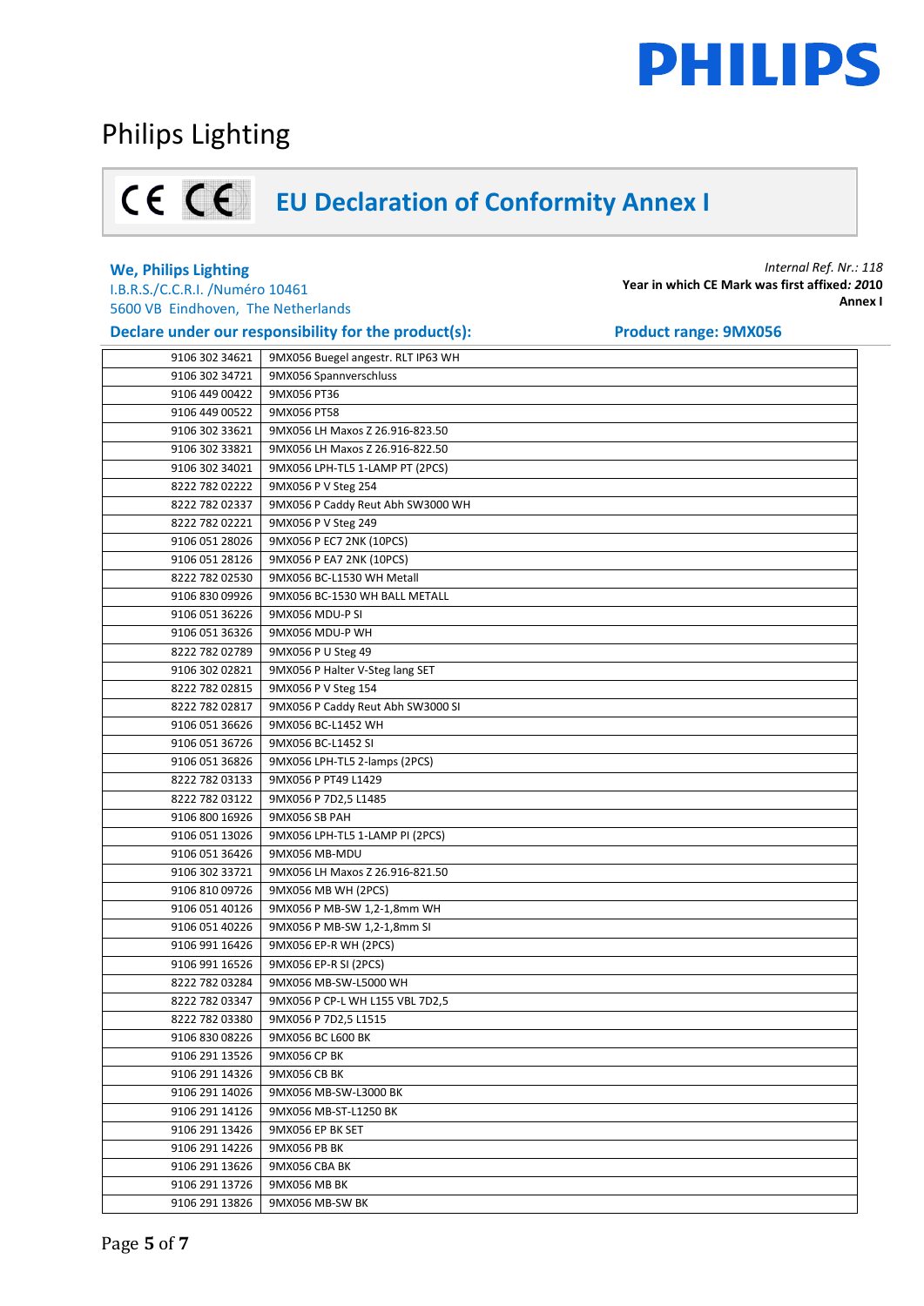Philips Lighting

# EU Declaration of Conformity Annex I

**We, Philips Lighting**
I.B.R.S./C.C.R.I. /Numéro 10461
5600 VB Eindhoven, The Netherlands

*Internal Ref. Nr.: 118*
**Year in which CE Mark was first affixed: *2010***
**Annex I**

**Declare under our responsibility for the product(s):**

**Product range: 9MX056**

| | |
|---|---|
| 9106 302 34621 | 9MX056 Buegel angestr. RLT IP63 WH |
| 9106 302 34721 | 9MX056 Spannverschluss |
| 9106 449 00422 | 9MX056 PT36 |
| 9106 449 00522 | 9MX056 PT58 |
| 9106 302 33621 | 9MX056 LH Maxos Z 26.916-823.50 |
| 9106 302 33821 | 9MX056 LH Maxos Z 26.916-822.50 |
| 9106 302 34021 | 9MX056 LPH-TL5 1-LAMP PT (2PCS) |
| 8222 782 02222 | 9MX056 P V Steg 254 |
| 8222 782 02337 | 9MX056 P Caddy Reut Abh SW3000 WH |
| 8222 782 02221 | 9MX056 P V Steg 249 |
| 9106 051 28026 | 9MX056 P EC7 2NK (10PCS) |
| 9106 051 28126 | 9MX056 P EA7 2NK (10PCS) |
| 8222 782 02530 | 9MX056 BC-L1530 WH Metall |
| 9106 830 09926 | 9MX056 BC-1530 WH BALL METALL |
| 9106 051 36226 | 9MX056 MDU-P SI |
| 9106 051 36326 | 9MX056 MDU-P WH |
| 8222 782 02789 | 9MX056 P U Steg 49 |
| 9106 302 02821 | 9MX056 P Halter V-Steg lang SET |
| 8222 782 02815 | 9MX056 P V Steg 154 |
| 8222 782 02817 | 9MX056 P Caddy Reut Abh SW3000 SI |
| 9106 051 36626 | 9MX056 BC-L1452 WH |
| 9106 051 36726 | 9MX056 BC-L1452 SI |
| 9106 051 36826 | 9MX056 LPH-TL5 2-lamps (2PCS) |
| 8222 782 03133 | 9MX056 P PT49 L1429 |
| 8222 782 03122 | 9MX056 P 7D2,5 L1485 |
| 9106 800 16926 | 9MX056 SB PAH |
| 9106 051 13026 | 9MX056 LPH-TL5 1-LAMP PI (2PCS) |
| 9106 051 36426 | 9MX056 MB-MDU |
| 9106 302 33721 | 9MX056 LH Maxos Z 26.916-821.50 |
| 9106 810 09726 | 9MX056 MB WH (2PCS) |
| 9106 051 40126 | 9MX056 P MB-SW 1,2-1,8mm WH |
| 9106 051 40226 | 9MX056 P MB-SW 1,2-1,8mm SI |
| 9106 991 16426 | 9MX056 EP-R WH (2PCS) |
| 9106 991 16526 | 9MX056 EP-R SI (2PCS) |
| 8222 782 03284 | 9MX056 MB-SW-L5000 WH |
| 8222 782 03347 | 9MX056 P CP-L WH L155 VBL 7D2,5 |
| 8222 782 03380 | 9MX056 P 7D2,5 L1515 |
| 9106 830 08226 | 9MX056 BC L600 BK |
| 9106 291 13526 | 9MX056 CP BK |
| 9106 291 14326 | 9MX056 CB BK |
| 9106 291 14026 | 9MX056 MB-SW-L3000 BK |
| 9106 291 14126 | 9MX056 MB-ST-L1250 BK |
| 9106 291 13426 | 9MX056 EP BK SET |
| 9106 291 14226 | 9MX056 PB BK |
| 9106 291 13626 | 9MX056 CBA BK |
| 9106 291 13726 | 9MX056 MB BK |
| 9106 291 13826 | 9MX056 MB-SW BK |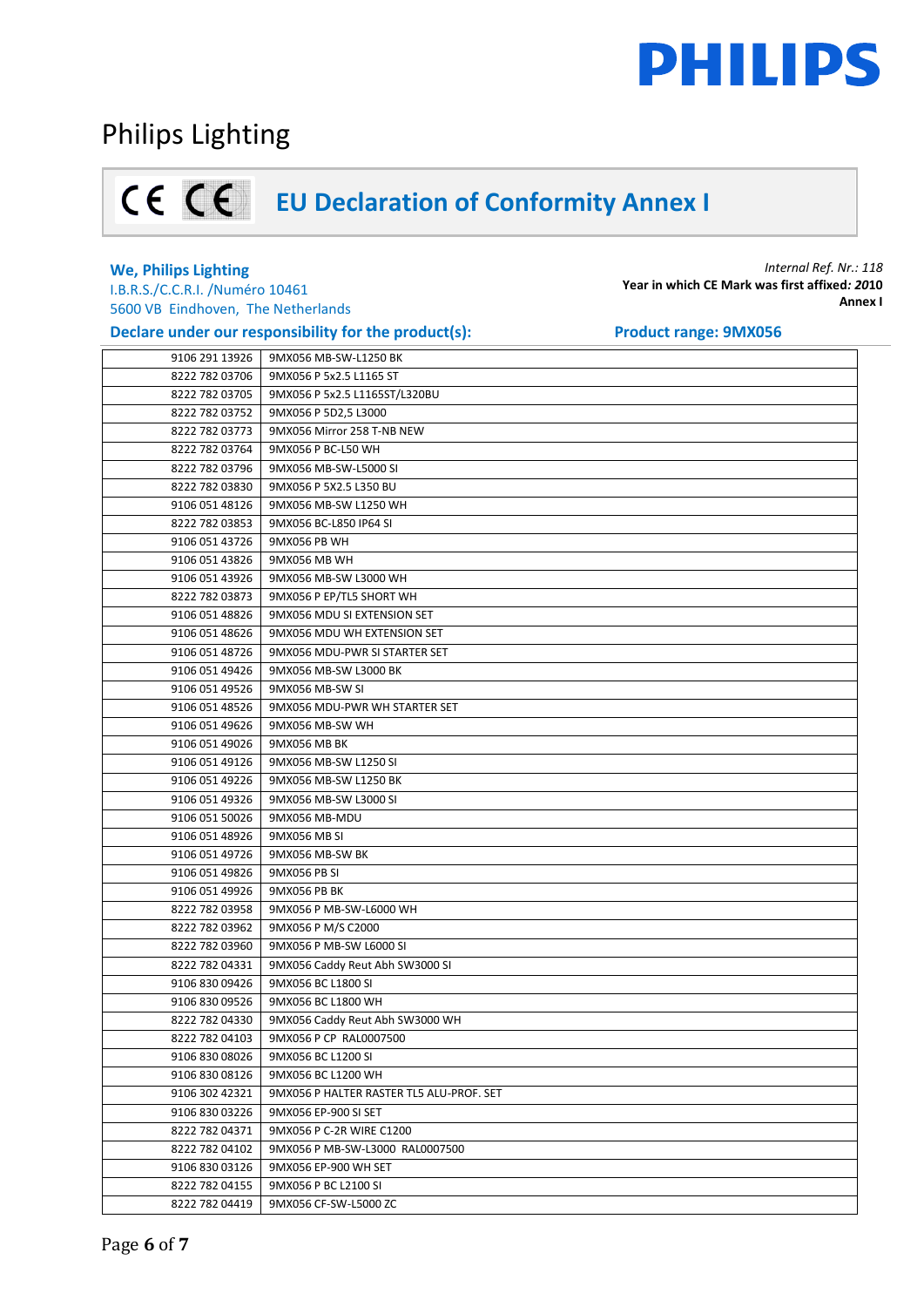Philips Lighting

## EU Declaration of Conformity Annex I

**We, Philips Lighting**
I.B.R.S./C.C.R.I. /Numéro 10461
5600 VB Eindhoven, The Netherlands

*Internal Ref. Nr.: 118*
**Year in which CE Mark was first affixed*: 2010***
**Annex I**

**Declare under our responsibility for the product(s):**

**Product range: 9MX056**

| | |
|---|---|
| 9106 291 13926 | 9MX056 MB-SW-L1250 BK |
| 8222 782 03706 | 9MX056 P 5x2.5 L1165 ST |
| 8222 782 03705 | 9MX056 P 5x2.5 L1165ST/L320BU |
| 8222 782 03752 | 9MX056 P 5D2,5 L3000 |
| 8222 782 03773 | 9MX056 Mirror 258 T-NB NEW |
| 8222 782 03764 | 9MX056 P BC-L50 WH |
| 8222 782 03796 | 9MX056 MB-SW-L5000 SI |
| 8222 782 03830 | 9MX056 P 5X2.5 L350 BU |
| 9106 051 48126 | 9MX056 MB-SW L1250 WH |
| 8222 782 03853 | 9MX056 BC-L850 IP64 SI |
| 9106 051 43726 | 9MX056 PB WH |
| 9106 051 43826 | 9MX056 MB WH |
| 9106 051 43926 | 9MX056 MB-SW L3000 WH |
| 8222 782 03873 | 9MX056 P EP/TL5 SHORT WH |
| 9106 051 48826 | 9MX056 MDU SI EXTENSION SET |
| 9106 051 48626 | 9MX056 MDU WH EXTENSION SET |
| 9106 051 48726 | 9MX056 MDU-PWR SI STARTER SET |
| 9106 051 49426 | 9MX056 MB-SW L3000 BK |
| 9106 051 49526 | 9MX056 MB-SW SI |
| 9106 051 48526 | 9MX056 MDU-PWR WH STARTER SET |
| 9106 051 49626 | 9MX056 MB-SW WH |
| 9106 051 49026 | 9MX056 MB BK |
| 9106 051 49126 | 9MX056 MB-SW L1250 SI |
| 9106 051 49226 | 9MX056 MB-SW L1250 BK |
| 9106 051 49326 | 9MX056 MB-SW L3000 SI |
| 9106 051 50026 | 9MX056 MB-MDU |
| 9106 051 48926 | 9MX056 MB SI |
| 9106 051 49726 | 9MX056 MB-SW BK |
| 9106 051 49826 | 9MX056 PB SI |
| 9106 051 49926 | 9MX056 PB BK |
| 8222 782 03958 | 9MX056 P MB-SW-L6000 WH |
| 8222 782 03962 | 9MX056 P M/S C2000 |
| 8222 782 03960 | 9MX056 P MB-SW L6000 SI |
| 8222 782 04331 | 9MX056 Caddy Reut Abh SW3000 SI |
| 9106 830 09426 | 9MX056 BC L1800 SI |
| 9106 830 09526 | 9MX056 BC L1800 WH |
| 8222 782 04330 | 9MX056 Caddy Reut Abh SW3000 WH |
| 8222 782 04103 | 9MX056 P CP RAL0007500 |
| 9106 830 08026 | 9MX056 BC L1200 SI |
| 9106 830 08126 | 9MX056 BC L1200 WH |
| 9106 302 42321 | 9MX056 P HALTER RASTER TL5 ALU-PROF. SET |
| 9106 830 03226 | 9MX056 EP-900 SI SET |
| 8222 782 04371 | 9MX056 P C-2R WIRE C1200 |
| 8222 782 04102 | 9MX056 P MB-SW-L3000 RAL0007500 |
| 9106 830 03126 | 9MX056 EP-900 WH SET |
| 8222 782 04155 | 9MX056 P BC L2100 SI |
| 8222 782 04419 | 9MX056 CF-SW-L5000 ZC |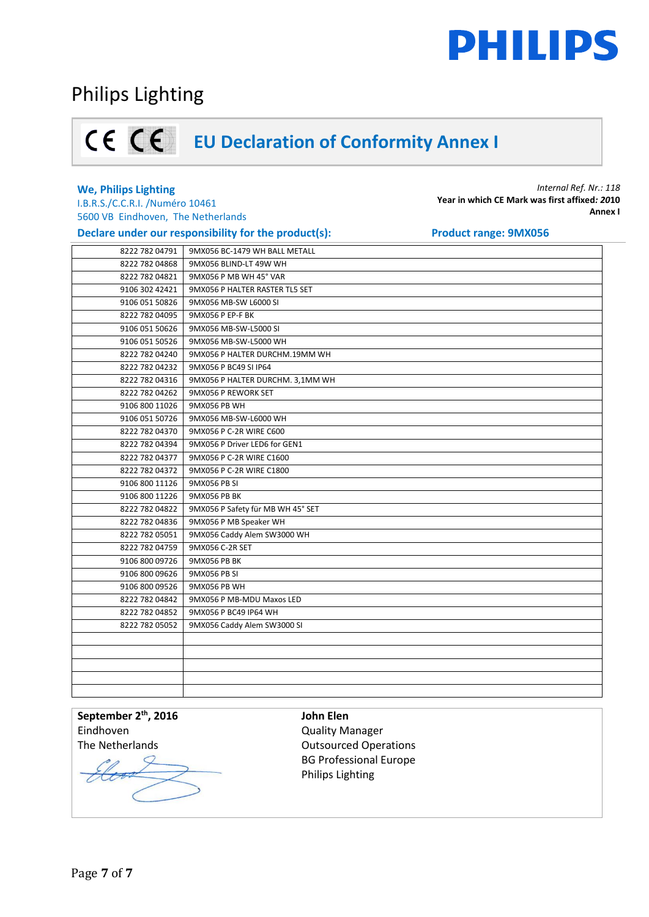Philips Lighting

# EU Declaration of Conformity Annex I

**We, Philips Lighting**
I.B.R.S./C.C.R.I. /Numéro 10461
5600 VB Eindhoven, The Netherlands

*Internal Ref. Nr.: 118*
**Year in which CE Mark was first affixed***:* ***2010***
**Annex I**

**Declare under our responsibility for the product(s):** **Product range: 9MX056**

| | |
|---|---|
| 8222 782 04791 | 9MX056 BC-1479 WH BALL METALL |
| 8222 782 04868 | 9MX056 BLIND-LT 49W WH |
| 8222 782 04821 | 9MX056 P MB WH 45° VAR |
| 9106 302 42421 | 9MX056 P HALTER RASTER TL5 SET |
| 9106 051 50826 | 9MX056 MB-SW L6000 SI |
| 8222 782 04095 | 9MX056 P EP-F BK |
| 9106 051 50626 | 9MX056 MB-SW-L5000 SI |
| 9106 051 50526 | 9MX056 MB-SW-L5000 WH |
| 8222 782 04240 | 9MX056 P HALTER DURCHM.19MM WH |
| 8222 782 04232 | 9MX056 P BC49 SI IP64 |
| 8222 782 04316 | 9MX056 P HALTER DURCHM. 3,1MM WH |
| 8222 782 04262 | 9MX056 P REWORK SET |
| 9106 800 11026 | 9MX056 PB WH |
| 9106 051 50726 | 9MX056 MB-SW-L6000 WH |
| 8222 782 04370 | 9MX056 P C-2R WIRE C600 |
| 8222 782 04394 | 9MX056 P Driver LED6 for GEN1 |
| 8222 782 04377 | 9MX056 P C-2R WIRE C1600 |
| 8222 782 04372 | 9MX056 P C-2R WIRE C1800 |
| 9106 800 11126 | 9MX056 PB SI |
| 9106 800 11226 | 9MX056 PB BK |
| 8222 782 04822 | 9MX056 P Safety für MB WH 45° SET |
| 8222 782 04836 | 9MX056 P MB Speaker WH |
| 8222 782 05051 | 9MX056 Caddy Alem SW3000 WH |
| 8222 782 04759 | 9MX056 C-2R SET |
| 9106 800 09726 | 9MX056 PB BK |
| 9106 800 09626 | 9MX056 PB SI |
| 9106 800 09526 | 9MX056 PB WH |
| 8222 782 04842 | 9MX056 P MB-MDU Maxos LED |
| 8222 782 04852 | 9MX056 P BC49 IP64 WH |
| 8222 782 05052 | 9MX056 Caddy Alem SW3000 SI |
| | |
| | |
| | |
| | |
| | |

**September 2th, 2016**
Eindhoven
The Netherlands

**John Elen**
Quality Manager
Outsourced Operations
BG Professional Europe
Philips Lighting